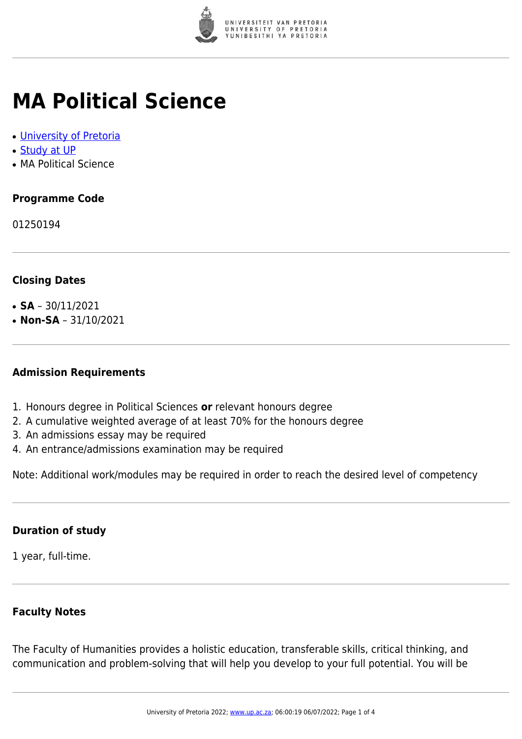# MA Political Science

- [University of Pretoria]
- [Study at UP]
- MA Political Science

### Programme Code

01250194

### Closing Dates

- **SA** – 30/11/2021
- **Non-SA** – 31/10/2021

### Admission Requirements

1. Honours degree in Political Sciences **or** relevant honours degree
2. A cumulative weighted average of at least 70% for the honours degree
3. An admissions essay may be required
4. An entrance/admissions examination may be required

Note: Additional work/modules may be required in order to reach the desired level of competency

### Duration of study

1 year, full-time.

### Faculty Notes

The Faculty of Humanities provides a holistic education, transferable skills, critical thinking, and communication and problem-solving that will help you develop to your full potential. You will be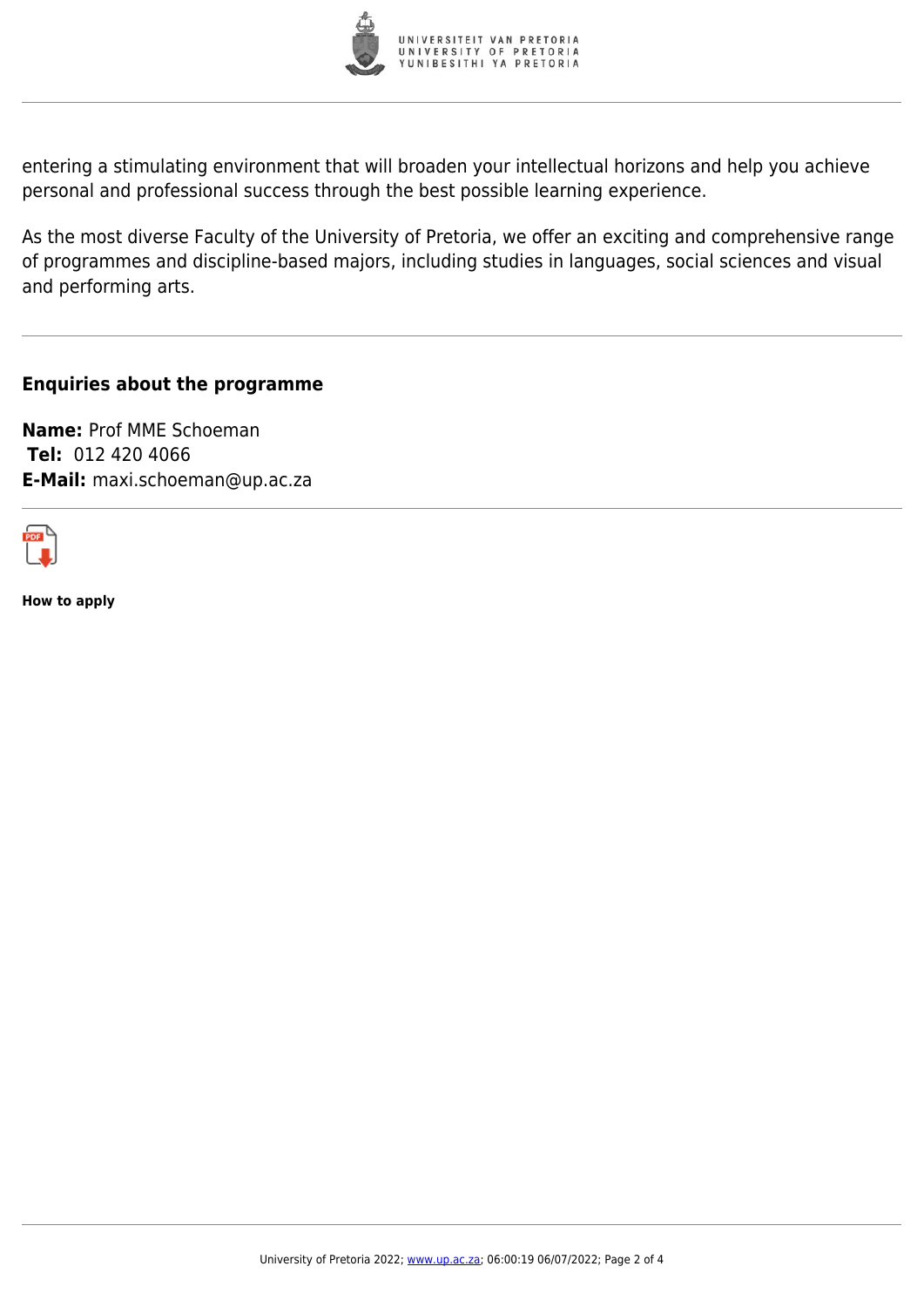entering a stimulating environment that will broaden your intellectual horizons and help you achieve personal and professional success through the best possible learning experience.

As the most diverse Faculty of the University of Pretoria, we offer an exciting and comprehensive range of programmes and discipline-based majors, including studies in languages, social sciences and visual and performing arts.

### Enquiries about the programme

**Name:** Prof MME Schoeman
**Tel:** 012 420 4066
**E-Mail:** maxi.schoeman@up.ac.za

**How to apply**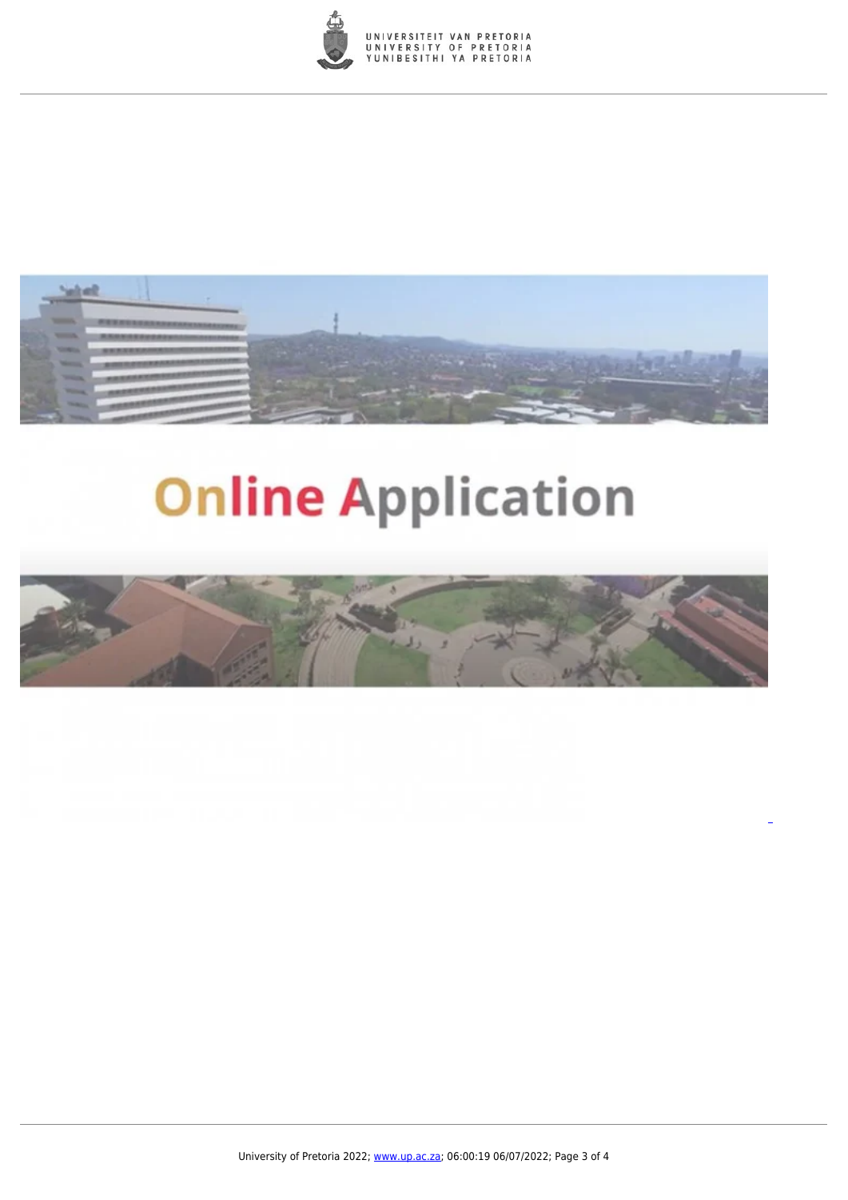Online Application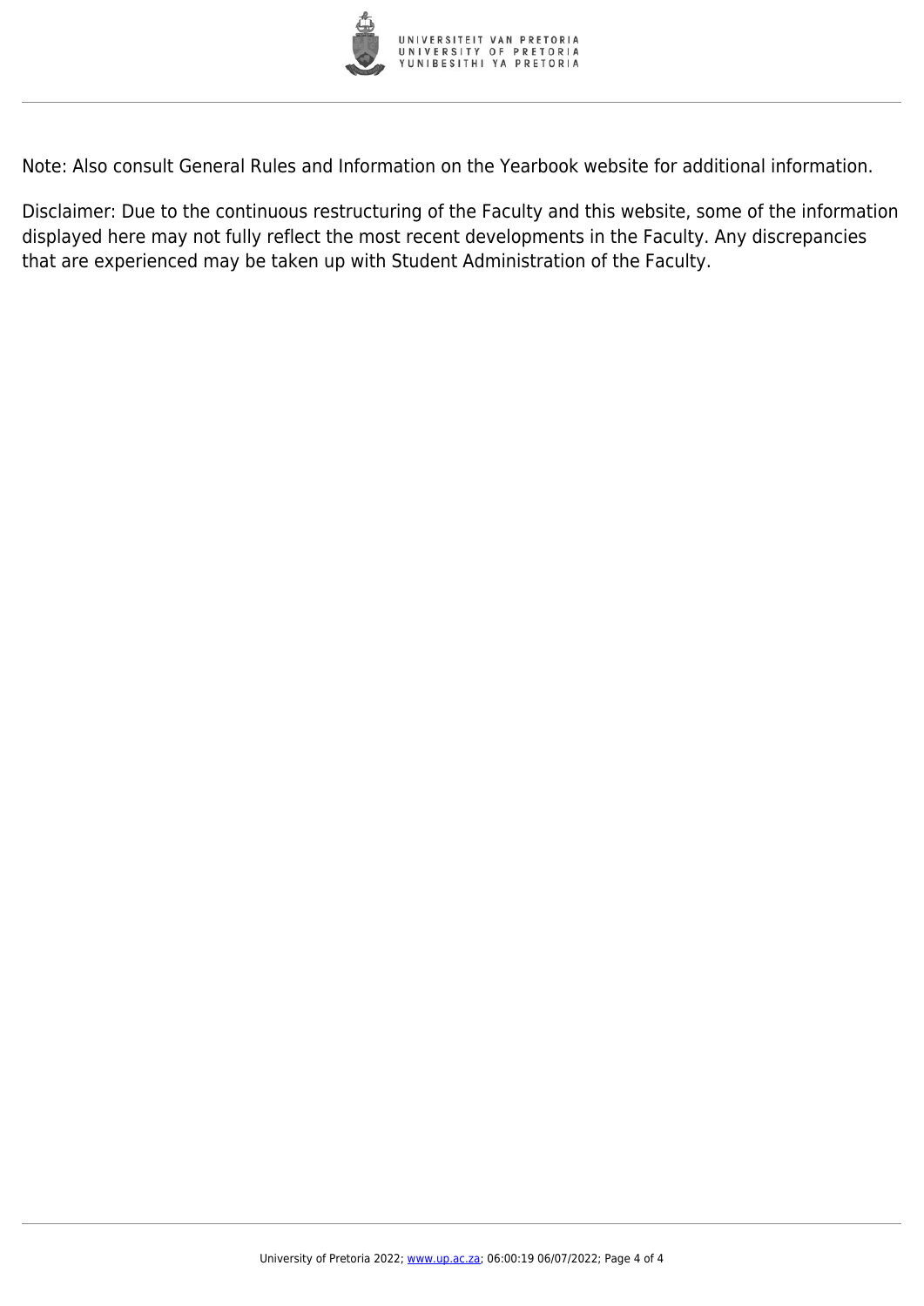Note: Also consult General Rules and Information on the Yearbook website for additional information.

Disclaimer: Due to the continuous restructuring of the Faculty and this website, some of the information displayed here may not fully reflect the most recent developments in the Faculty. Any discrepancies that are experienced may be taken up with Student Administration of the Faculty.